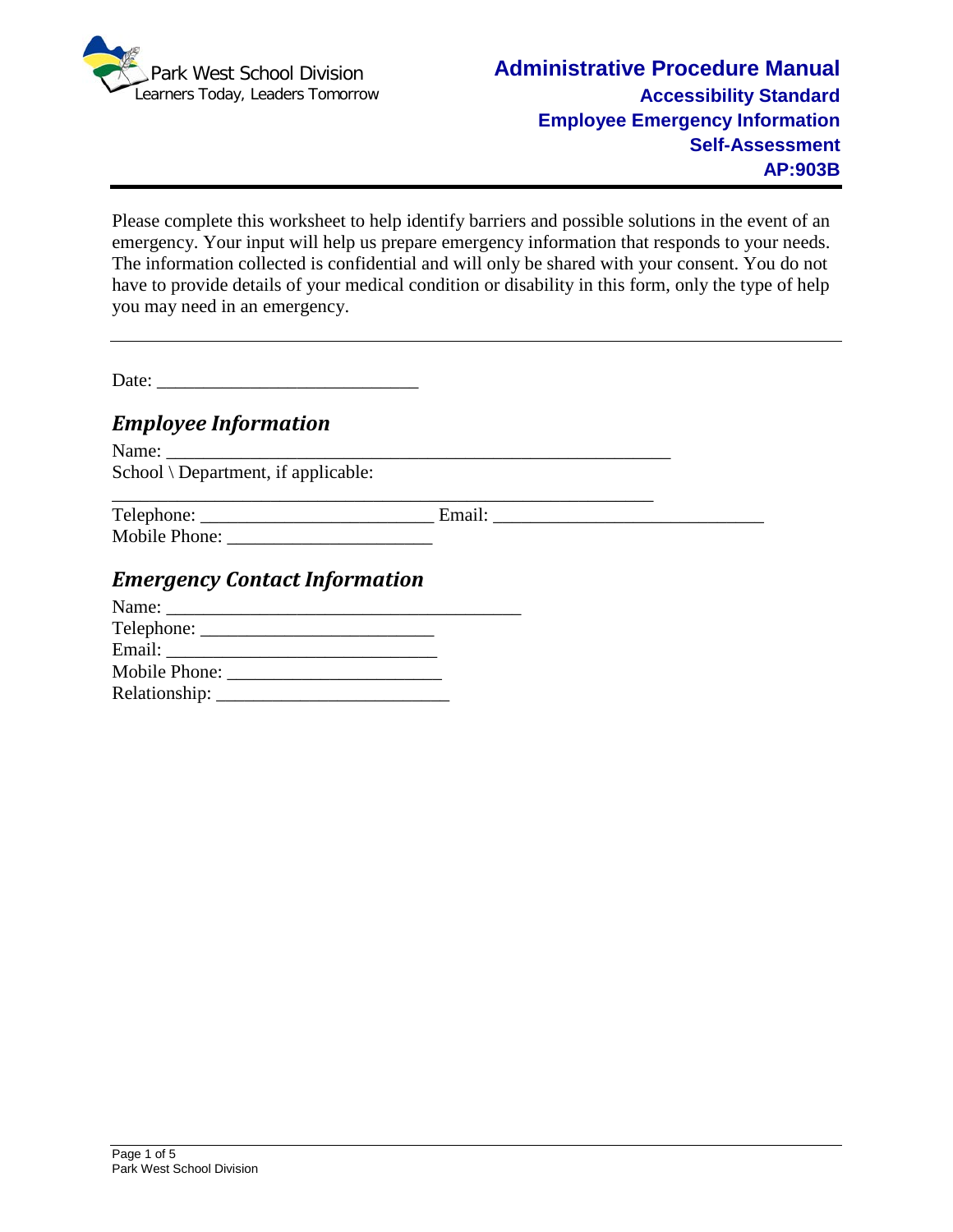Park West School Division
Learners Today, Leaders Tomorrow

# Administrative Procedure Manual

## Accessibility Standard
## Employee Emergency Information
## Self-Assessment
## AP:903B

---

Please complete this worksheet to help identify barriers and possible solutions in the event of an emergency. Your input will help us prepare emergency information that responds to your needs. The information collected is confidential and will only be shared with your consent. You do not have to provide details of your medical condition or disability in this form, only the type of help you may need in an emergency.

---

Date: ____________________________

### *Employee Information*

Name: ______________________________________________________
School \ Department, if applicable:
__________________________________________________________
Telephone: _________________________ Email: _____________________________
Mobile Phone: ______________________

### *Emergency Contact Information*

Name: ______________________________________
Telephone: _________________________
Email: _____________________________
Mobile Phone: _______________________
Relationship: _________________________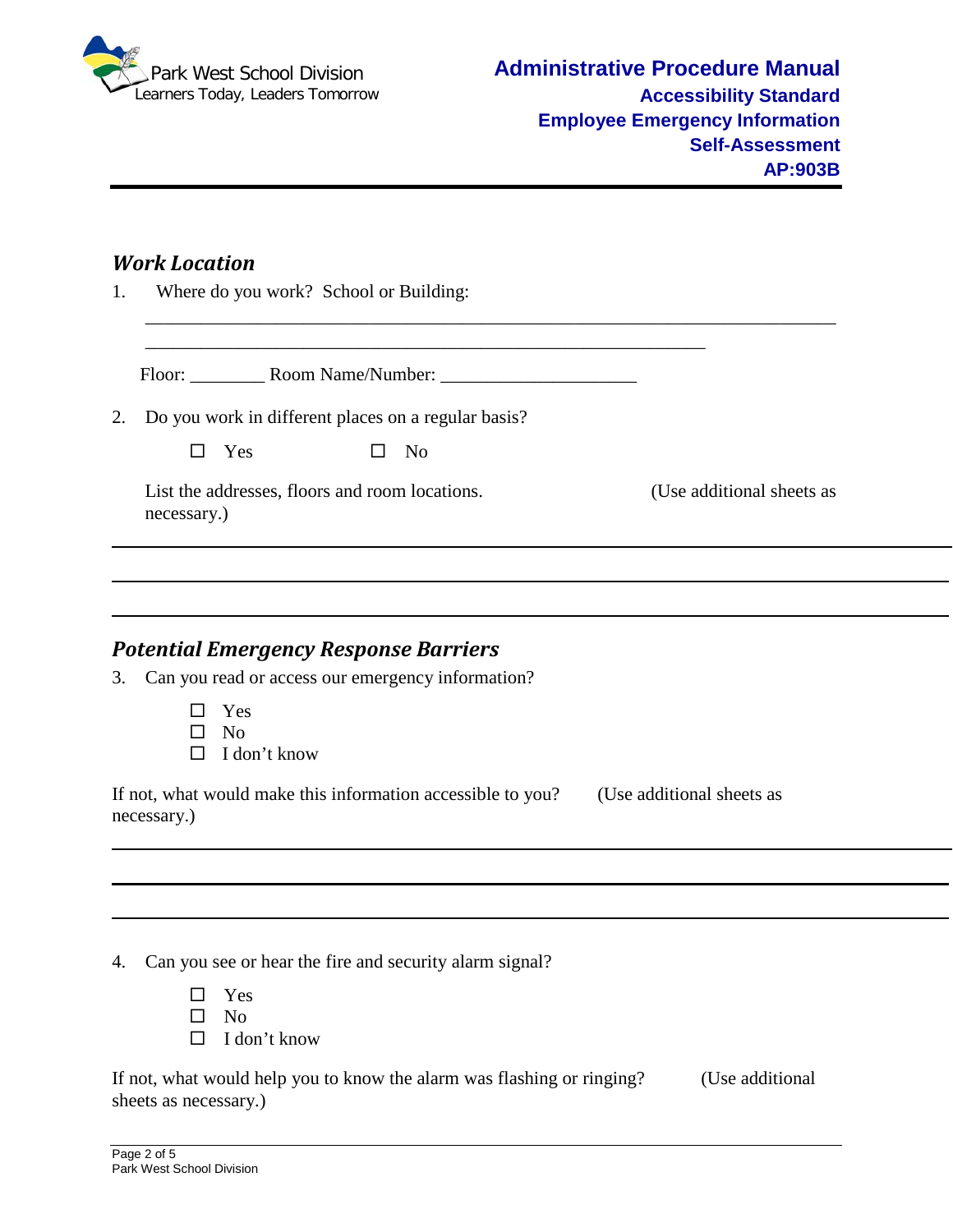## *Work Location*

1. Where do you work? School or Building:

   \_\_\_\_\_\_\_\_\_\_\_\_\_\_\_\_\_\_\_\_\_\_\_\_\_\_\_\_\_\_\_\_\_\_\_\_\_\_\_\_\_\_\_\_\_\_\_\_\_\_\_\_\_\_\_\_\_\_\_\_\_\_\_\_\_\_\_\_\_\_

   \_\_\_\_\_\_\_\_\_\_\_\_\_\_\_\_\_\_\_\_\_\_\_\_\_\_\_\_\_\_\_\_\_\_\_\_\_\_\_\_\_\_\_\_\_\_\_\_\_\_\_\_\_\_\_\_\_\_\_\_

   Floor: \_\_\_\_\_\_\_\_ Room Name/Number: \_\_\_\_\_\_\_\_\_\_\_\_\_\_\_\_\_\_\_\_\_

2. Do you work in different places on a regular basis?

   ☐ Yes ☐ No

   List the addresses, floors and room locations. (Use additional sheets as necessary.)

---

---

---

## *Potential Emergency Response Barriers*

3. Can you read or access our emergency information?

   ☐ Yes
   ☐ No
   ☐ I don't know

If not, what would make this information accessible to you? (Use additional sheets as necessary.)

---

---

---

4. Can you see or hear the fire and security alarm signal?

   ☐ Yes
   ☐ No
   ☐ I don't know

If not, what would help you to know the alarm was flashing or ringing? (Use additional sheets as necessary.)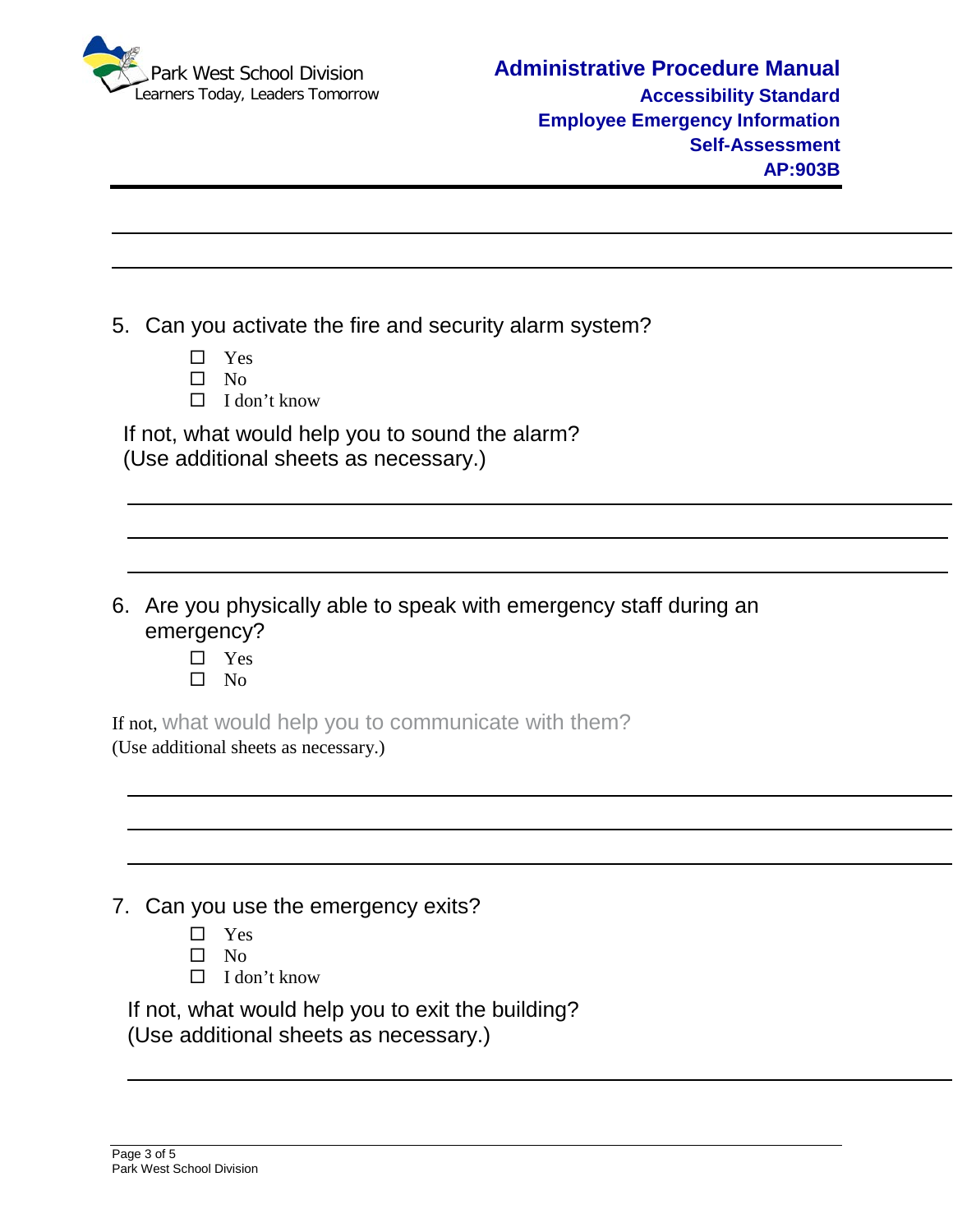5. Can you activate the fire and security alarm system?

   ☐ Yes
   ☐ No
   ☐ I don't know

   If not, what would help you to sound the alarm?
   (Use additional sheets as necessary.)

   ______________________________________________________________________

   ______________________________________________________________________

   ______________________________________________________________________

6. Are you physically able to speak with emergency staff during an emergency?

   ☐ Yes
   ☐ No

If not, what would help you to communicate with them?
(Use additional sheets as necessary.)

______________________________________________________________________

______________________________________________________________________

______________________________________________________________________

7. Can you use the emergency exits?

   ☐ Yes
   ☐ No
   ☐ I don't know

   If not, what would help you to exit the building?
   (Use additional sheets as necessary.)

   ______________________________________________________________________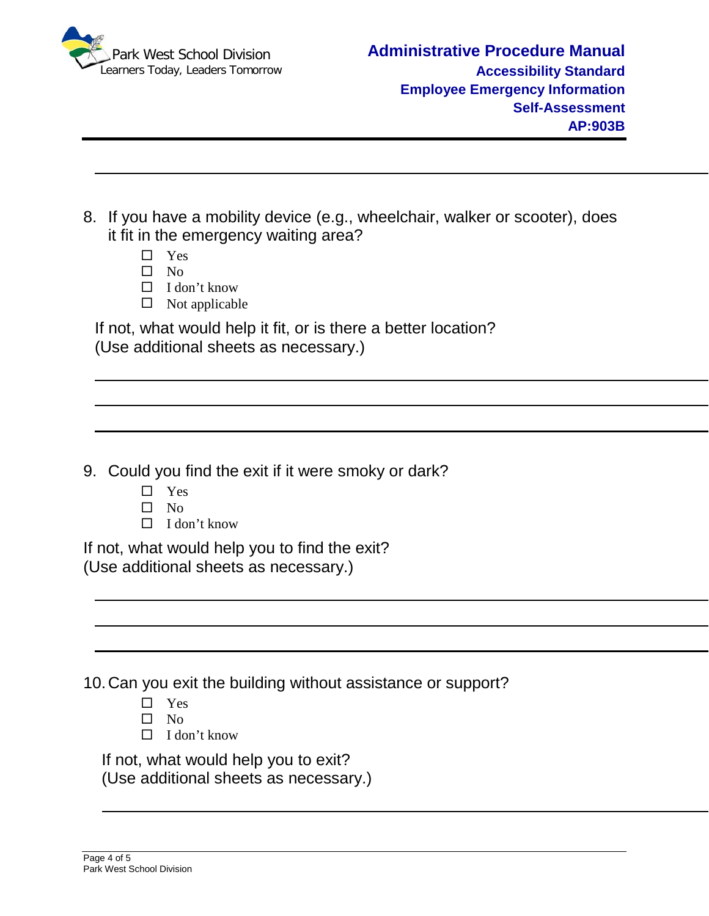8. If you have a mobility device (e.g., wheelchair, walker or scooter), does it fit in the emergency waiting area?
   - ☐ Yes
   - ☐ No
   - ☐ I don't know
   - ☐ Not applicable

   If not, what would help it fit, or is there a better location?
   (Use additional sheets as necessary.)

   ______________________________________________________________________

   ______________________________________________________________________

   ______________________________________________________________________

9. Could you find the exit if it were smoky or dark?
   - ☐ Yes
   - ☐ No
   - ☐ I don't know

   If not, what would help you to find the exit?
   (Use additional sheets as necessary.)

   ______________________________________________________________________

   ______________________________________________________________________

   ______________________________________________________________________

10. Can you exit the building without assistance or support?
    - ☐ Yes
    - ☐ No
    - ☐ I don't know

    If not, what would help you to exit?
    (Use additional sheets as necessary.)

    ______________________________________________________________________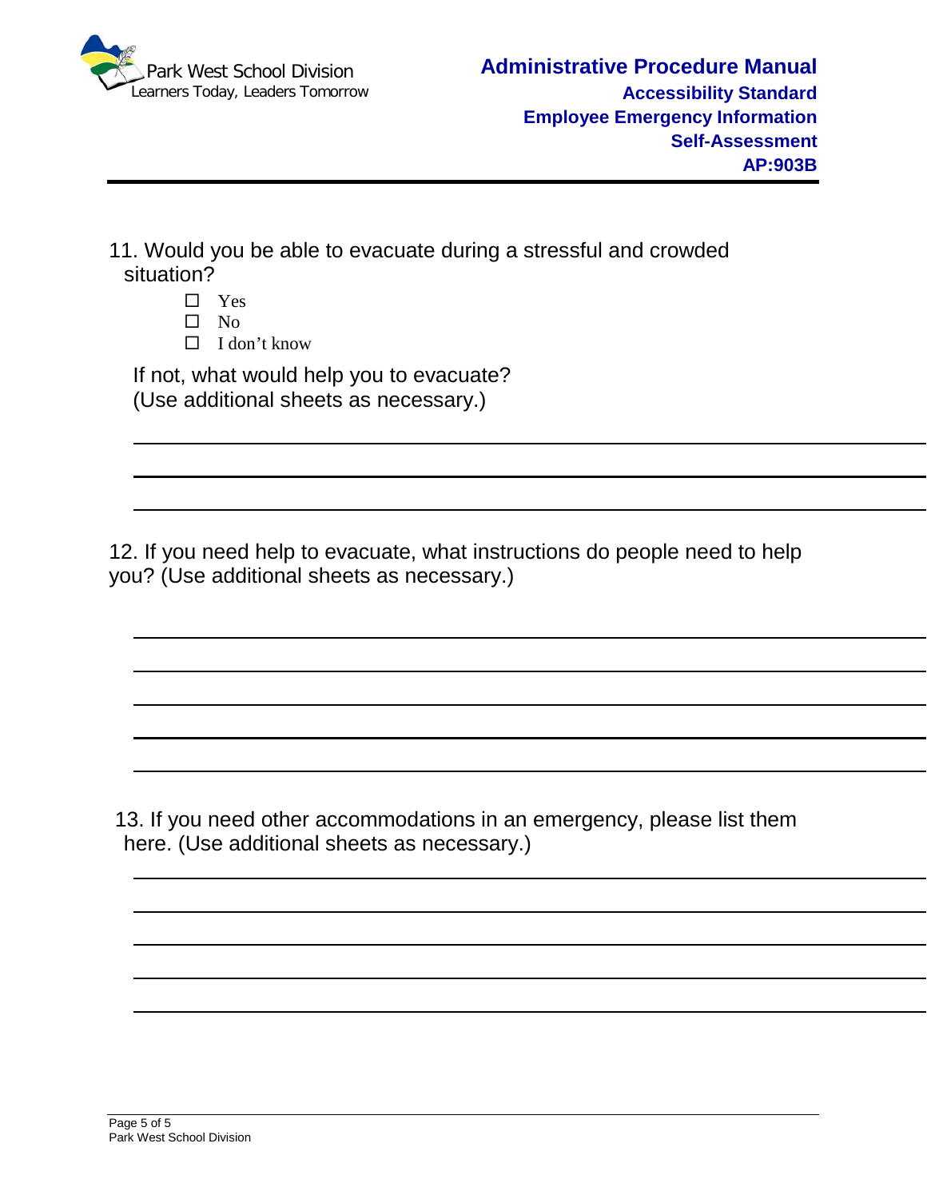11. Would you be able to evacuate during a stressful and crowded situation?

- ☐ Yes
- ☐ No
- ☐ I don't know

If not, what would help you to evacuate? (Use additional sheets as necessary.)

\_\_\_\_\_\_\_\_\_\_\_\_\_\_\_\_\_\_\_\_\_\_\_\_\_\_\_\_\_\_\_\_\_\_\_\_\_\_\_\_\_\_\_\_\_\_\_\_\_\_\_\_\_\_\_\_

\_\_\_\_\_\_\_\_\_\_\_\_\_\_\_\_\_\_\_\_\_\_\_\_\_\_\_\_\_\_\_\_\_\_\_\_\_\_\_\_\_\_\_\_\_\_\_\_\_\_\_\_\_\_\_\_

\_\_\_\_\_\_\_\_\_\_\_\_\_\_\_\_\_\_\_\_\_\_\_\_\_\_\_\_\_\_\_\_\_\_\_\_\_\_\_\_\_\_\_\_\_\_\_\_\_\_\_\_\_\_\_\_

12. If you need help to evacuate, what instructions do people need to help you? (Use additional sheets as necessary.)

\_\_\_\_\_\_\_\_\_\_\_\_\_\_\_\_\_\_\_\_\_\_\_\_\_\_\_\_\_\_\_\_\_\_\_\_\_\_\_\_\_\_\_\_\_\_\_\_\_\_\_\_\_\_\_\_

\_\_\_\_\_\_\_\_\_\_\_\_\_\_\_\_\_\_\_\_\_\_\_\_\_\_\_\_\_\_\_\_\_\_\_\_\_\_\_\_\_\_\_\_\_\_\_\_\_\_\_\_\_\_\_\_

\_\_\_\_\_\_\_\_\_\_\_\_\_\_\_\_\_\_\_\_\_\_\_\_\_\_\_\_\_\_\_\_\_\_\_\_\_\_\_\_\_\_\_\_\_\_\_\_\_\_\_\_\_\_\_\_

\_\_\_\_\_\_\_\_\_\_\_\_\_\_\_\_\_\_\_\_\_\_\_\_\_\_\_\_\_\_\_\_\_\_\_\_\_\_\_\_\_\_\_\_\_\_\_\_\_\_\_\_\_\_\_\_

\_\_\_\_\_\_\_\_\_\_\_\_\_\_\_\_\_\_\_\_\_\_\_\_\_\_\_\_\_\_\_\_\_\_\_\_\_\_\_\_\_\_\_\_\_\_\_\_\_\_\_\_\_\_\_\_

13. If you need other accommodations in an emergency, please list them here. (Use additional sheets as necessary.)

\_\_\_\_\_\_\_\_\_\_\_\_\_\_\_\_\_\_\_\_\_\_\_\_\_\_\_\_\_\_\_\_\_\_\_\_\_\_\_\_\_\_\_\_\_\_\_\_\_\_\_\_\_\_\_\_

\_\_\_\_\_\_\_\_\_\_\_\_\_\_\_\_\_\_\_\_\_\_\_\_\_\_\_\_\_\_\_\_\_\_\_\_\_\_\_\_\_\_\_\_\_\_\_\_\_\_\_\_\_\_\_\_

\_\_\_\_\_\_\_\_\_\_\_\_\_\_\_\_\_\_\_\_\_\_\_\_\_\_\_\_\_\_\_\_\_\_\_\_\_\_\_\_\_\_\_\_\_\_\_\_\_\_\_\_\_\_\_\_

\_\_\_\_\_\_\_\_\_\_\_\_\_\_\_\_\_\_\_\_\_\_\_\_\_\_\_\_\_\_\_\_\_\_\_\_\_\_\_\_\_\_\_\_\_\_\_\_\_\_\_\_\_\_\_\_

\_\_\_\_\_\_\_\_\_\_\_\_\_\_\_\_\_\_\_\_\_\_\_\_\_\_\_\_\_\_\_\_\_\_\_\_\_\_\_\_\_\_\_\_\_\_\_\_\_\_\_\_\_\_\_\_